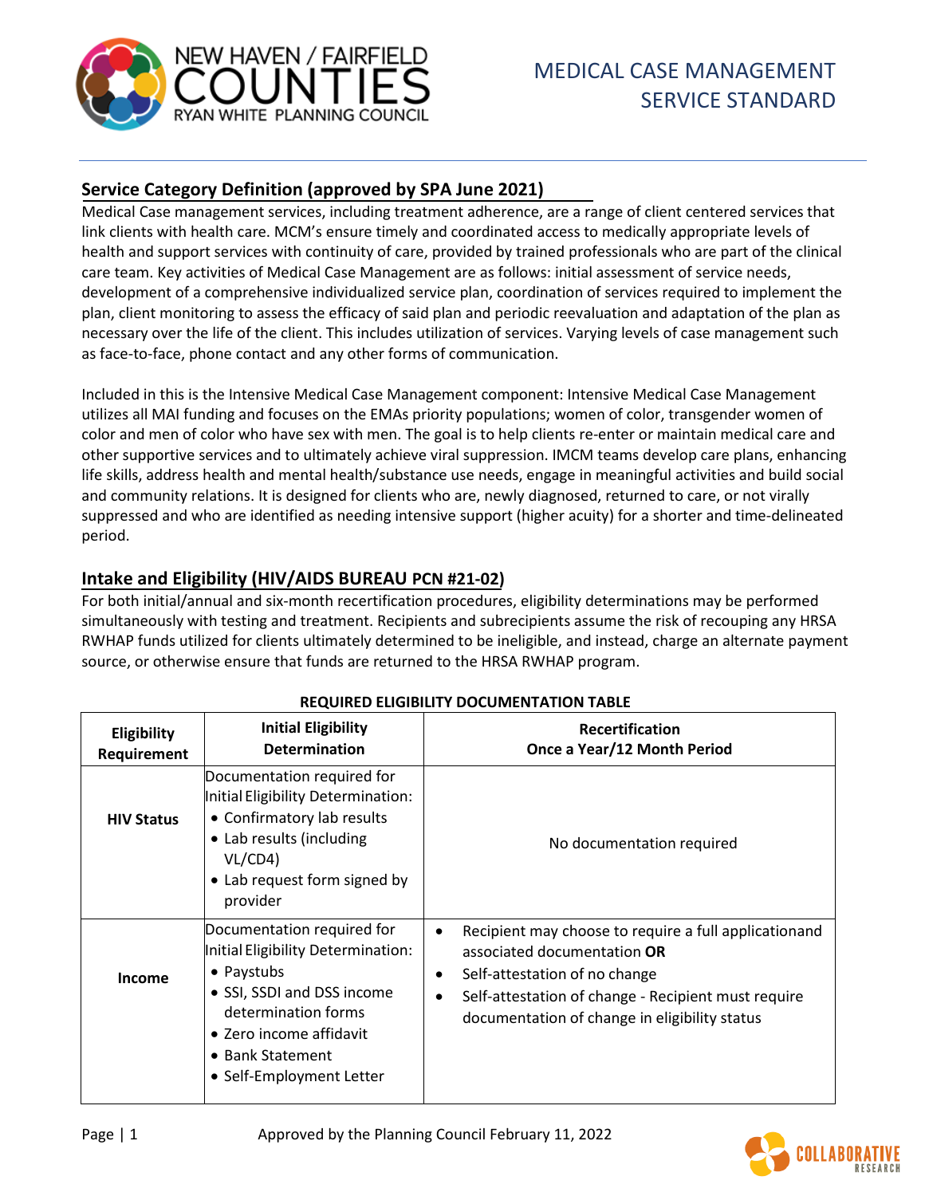NEW HAVEN / FAIRFIELD COUNTIES RYAN WHITE PLANNING COUNCIL

# MEDICAL CASE MANAGEMENT SERVICE STANDARD

## Service Category Definition (approved by SPA June 2021)

Medical Case management services, including treatment adherence, are a range of client centered services that link clients with health care. MCM's ensure timely and coordinated access to medically appropriate levels of health and support services with continuity of care, provided by trained professionals who are part of the clinical care team. Key activities of Medical Case Management are as follows: initial assessment of service needs, development of a comprehensive individualized service plan, coordination of services required to implement the plan, client monitoring to assess the efficacy of said plan and periodic reevaluation and adaptation of the plan as necessary over the life of the client. This includes utilization of services. Varying levels of case management such as face-to-face, phone contact and any other forms of communication.

Included in this is the Intensive Medical Case Management component: Intensive Medical Case Management utilizes all MAI funding and focuses on the EMAs priority populations; women of color, transgender women of color and men of color who have sex with men. The goal is to help clients re-enter or maintain medical care and other supportive services and to ultimately achieve viral suppression. IMCM teams develop care plans, enhancing life skills, address health and mental health/substance use needs, engage in meaningful activities and build social and community relations. It is designed for clients who are, newly diagnosed, returned to care, or not virally suppressed and who are identified as needing intensive support (higher acuity) for a shorter and time-delineated period.

## Intake and Eligibility (HIV/AIDS BUREAU PCN #21-02)

For both initial/annual and six-month recertification procedures, eligibility determinations may be performed simultaneously with testing and treatment. Recipients and subrecipients assume the risk of recouping any HRSA RWHAP funds utilized for clients ultimately determined to be ineligible, and instead, charge an alternate payment source, or otherwise ensure that funds are returned to the HRSA RWHAP program.

**REQUIRED ELIGIBILITY DOCUMENTATION TABLE**

| Eligibility Requirement | Initial Eligibility Determination | Recertification Once a Year/12 Month Period |
|---|---|---|
| **HIV Status** | Documentation required for Initial Eligibility Determination:<br>• Confirmatory lab results<br>• Lab results (including VL/CD4)<br>• Lab request form signed by provider | No documentation required |
| **Income** | Documentation required for Initial Eligibility Determination:<br>• Paystubs<br>• SSI, SSDI and DSS income determination forms<br>• Zero income affidavit<br>• Bank Statement<br>• Self-Employment Letter | • Recipient may choose to require a full applicationand associated documentation **OR**<br>• Self-attestation of no change<br>• Self-attestation of change - Recipient must require documentation of change in eligibility status |

Approved by the Planning Council February 11, 2022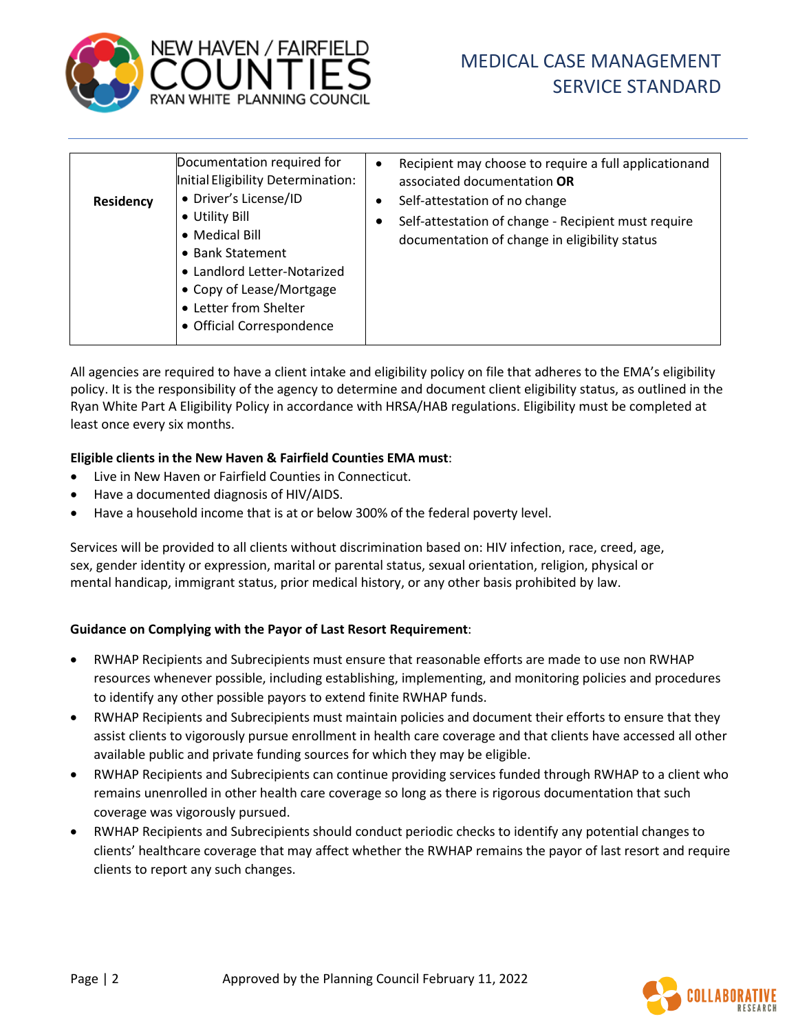| Residency | Documentation required for Initial Eligibility Determination:<br>• Driver's License/ID<br>• Utility Bill<br>• Medical Bill<br>• Bank Statement<br>• Landlord Letter-Notarized<br>• Copy of Lease/Mortgage<br>• Letter from Shelter<br>• Official Correspondence | • Recipient may choose to require a full applicationand associated documentation **OR**<br>• Self-attestation of no change<br>• Self-attestation of change - Recipient must require documentation of change in eligibility status |
|---|---|---|

All agencies are required to have a client intake and eligibility policy on file that adheres to the EMA's eligibility policy. It is the responsibility of the agency to determine and document client eligibility status, as outlined in the Ryan White Part A Eligibility Policy in accordance with HRSA/HAB regulations. Eligibility must be completed at least once every six months.

**Eligible clients in the New Haven & Fairfield Counties EMA must**:

- Live in New Haven or Fairfield Counties in Connecticut.
- Have a documented diagnosis of HIV/AIDS.
- Have a household income that is at or below 300% of the federal poverty level.

Services will be provided to all clients without discrimination based on: HIV infection, race, creed, age, sex, gender identity or expression, marital or parental status, sexual orientation, religion, physical or mental handicap, immigrant status, prior medical history, or any other basis prohibited by law.

**Guidance on Complying with the Payor of Last Resort Requirement**:

- RWHAP Recipients and Subrecipients must ensure that reasonable efforts are made to use non RWHAP resources whenever possible, including establishing, implementing, and monitoring policies and procedures to identify any other possible payors to extend finite RWHAP funds.
- RWHAP Recipients and Subrecipients must maintain policies and document their efforts to ensure that they assist clients to vigorously pursue enrollment in health care coverage and that clients have accessed all other available public and private funding sources for which they may be eligible.
- RWHAP Recipients and Subrecipients can continue providing services funded through RWHAP to a client who remains unenrolled in other health care coverage so long as there is rigorous documentation that such coverage was vigorously pursued.
- RWHAP Recipients and Subrecipients should conduct periodic checks to identify any potential changes to clients' healthcare coverage that may affect whether the RWHAP remains the payor of last resort and require clients to report any such changes.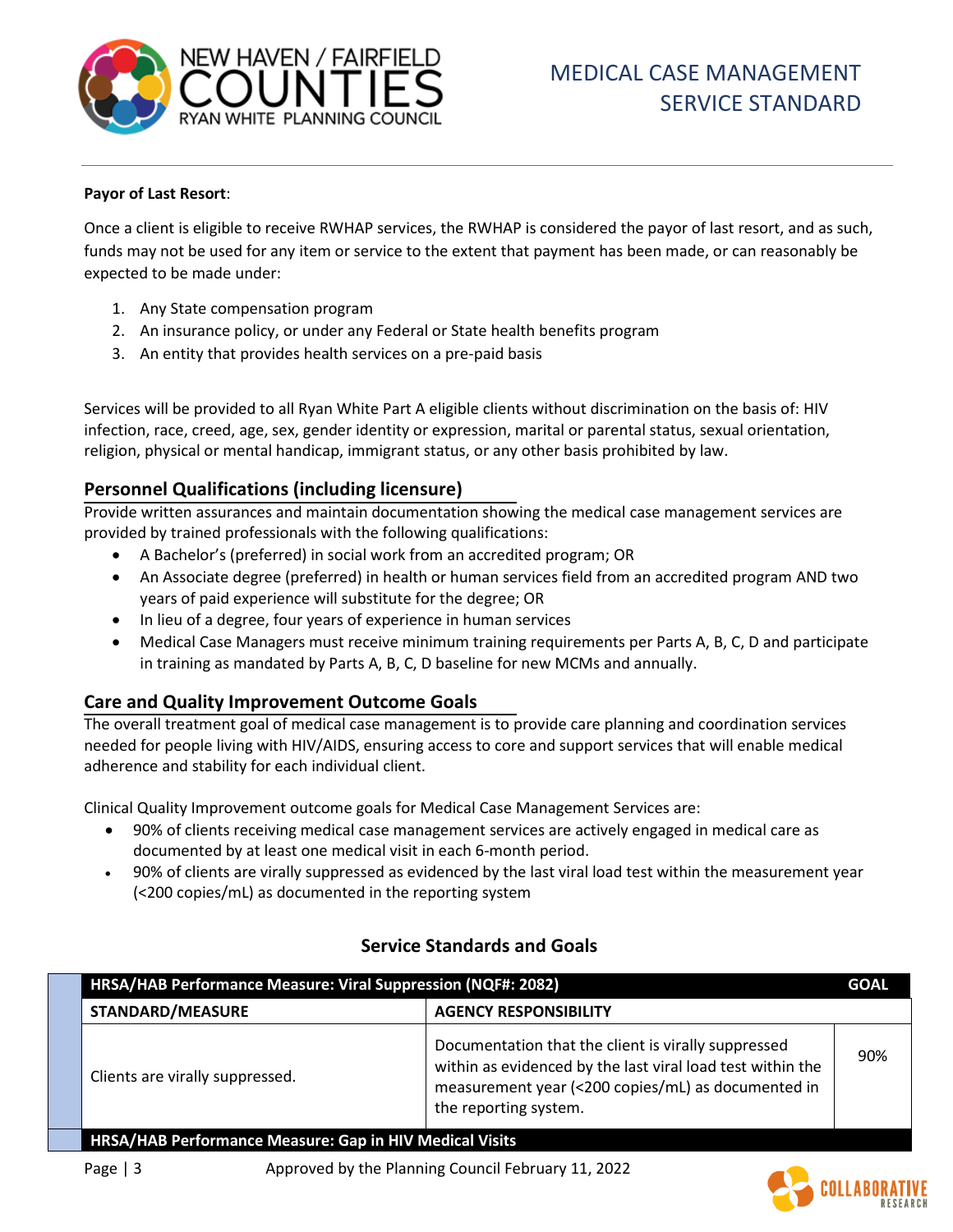**Payor of Last Resort**:

Once a client is eligible to receive RWHAP services, the RWHAP is considered the payor of last resort, and as such, funds may not be used for any item or service to the extent that payment has been made, or can reasonably be expected to be made under:

1. Any State compensation program
2. An insurance policy, or under any Federal or State health benefits program
3. An entity that provides health services on a pre-paid basis

Services will be provided to all Ryan White Part A eligible clients without discrimination on the basis of: HIV infection, race, creed, age, sex, gender identity or expression, marital or parental status, sexual orientation, religion, physical or mental handicap, immigrant status, or any other basis prohibited by law.

## Personnel Qualifications (including licensure)

Provide written assurances and maintain documentation showing the medical case management services are provided by trained professionals with the following qualifications:

- A Bachelor's (preferred) in social work from an accredited program; OR
- An Associate degree (preferred) in health or human services field from an accredited program AND two years of paid experience will substitute for the degree; OR
- In lieu of a degree, four years of experience in human services
- Medical Case Managers must receive minimum training requirements per Parts A, B, C, D and participate in training as mandated by Parts A, B, C, D baseline for new MCMs and annually.

## Care and Quality Improvement Outcome Goals

The overall treatment goal of medical case management is to provide care planning and coordination services needed for people living with HIV/AIDS, ensuring access to core and support services that will enable medical adherence and stability for each individual client.

Clinical Quality Improvement outcome goals for Medical Case Management Services are:

- 90% of clients receiving medical case management services are actively engaged in medical care as documented by at least one medical visit in each 6-month period.
- 90% of clients are virally suppressed as evidenced by the last viral load test within the measurement year (<200 copies/mL) as documented in the reporting system

### Service Standards and Goals

| HRSA/HAB Performance Measure: Viral Suppression (NQF#: 2082) | | GOAL |
|---|---|---|
| **STANDARD/MEASURE** | **AGENCY RESPONSIBILITY** | |
| Clients are virally suppressed. | Documentation that the client is virally suppressed within as evidenced by the last viral load test within the measurement year (<200 copies/mL) as documented in the reporting system. | 90% |
| **HRSA/HAB Performance Measure: Gap in HIV Medical Visits** | | |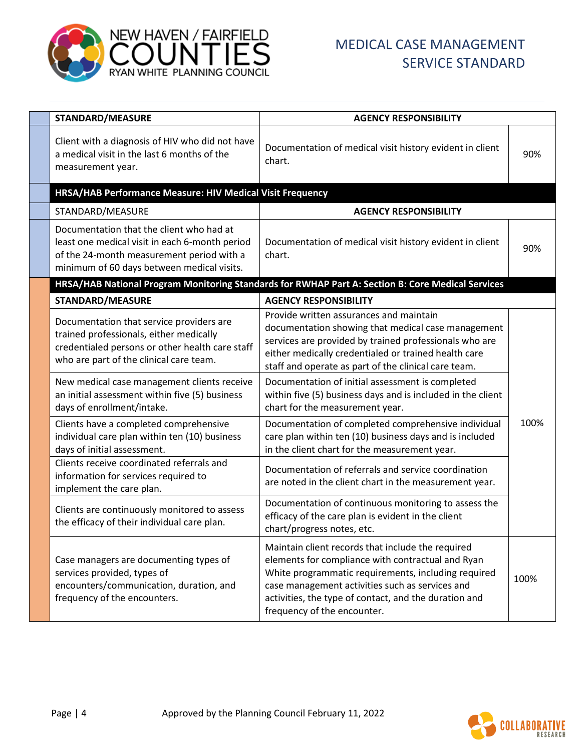| STANDARD/MEASURE | AGENCY RESPONSIBILITY | |
|---|---|---|
| Client with a diagnosis of HIV who did not have a medical visit in the last 6 months of the measurement year. | Documentation of medical visit history evident in client chart. | 90% |
| **HRSA/HAB Performance Measure: HIV Medical Visit Frequency** | | |
| STANDARD/MEASURE | **AGENCY RESPONSIBILITY** | |
| Documentation that the client who had at least one medical visit in each 6-month period of the 24-month measurement period with a minimum of 60 days between medical visits. | Documentation of medical visit history evident in client chart. | 90% |
| **HRSA/HAB National Program Monitoring Standards for RWHAP Part A: Section B: Core Medical Services** | | |
| **STANDARD/MEASURE** | **AGENCY RESPONSIBILITY** | |
| Documentation that service providers are trained professionals, either medically credentialed persons or other health care staff who are part of the clinical care team. | Provide written assurances and maintain documentation showing that medical case management services are provided by trained professionals who are either medically credentialed or trained health care staff and operate as part of the clinical care team. | 100% |
| New medical case management clients receive an initial assessment within five (5) business days of enrollment/intake. | Documentation of initial assessment is completed within five (5) business days and is included in the client chart for the measurement year. | |
| Clients have a completed comprehensive individual care plan within ten (10) business days of initial assessment. | Documentation of completed comprehensive individual care plan within ten (10) business days and is included in the client chart for the measurement year. | |
| Clients receive coordinated referrals and information for services required to implement the care plan. | Documentation of referrals and service coordination are noted in the client chart in the measurement year. | |
| Clients are continuously monitored to assess the efficacy of their individual care plan. | Documentation of continuous monitoring to assess the efficacy of the care plan is evident in the client chart/progress notes, etc. | |
| Case managers are documenting types of services provided, types of encounters/communication, duration, and frequency of the encounters. | Maintain client records that include the required elements for compliance with contractual and Ryan White programmatic requirements, including required case management activities such as services and activities, the type of contact, and the duration and frequency of the encounter. | 100% |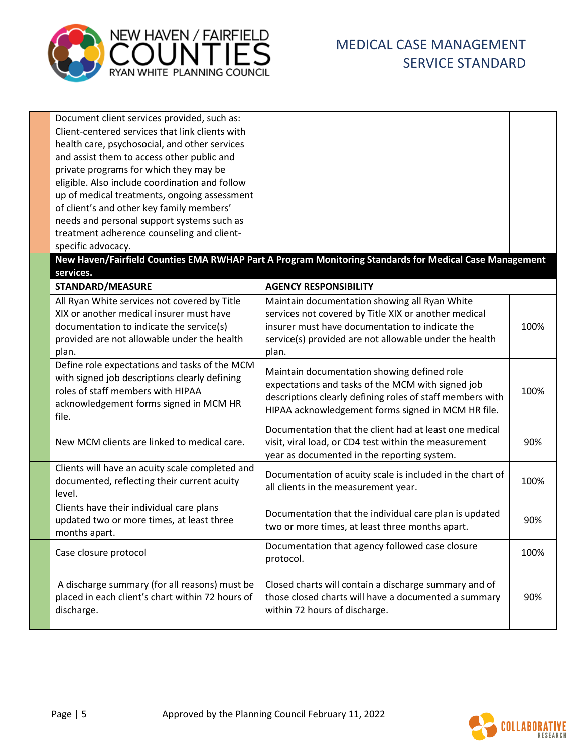| | | |
|---|---|---|
| Document client services provided, such as: Client-centered services that link clients with health care, psychosocial, and other services and assist them to access other public and private programs for which they may be eligible. Also include coordination and follow up of medical treatments, ongoing assessment of client's and other key family members' needs and personal support systems such as treatment adherence counseling and client-specific advocacy. | | |

**New Haven/Fairfield Counties EMA RWHAP Part A Program Monitoring Standards for Medical Case Management services.**

| STANDARD/MEASURE | AGENCY RESPONSIBILITY | |
|---|---|---|
| All Ryan White services not covered by Title XIX or another medical insurer must have documentation to indicate the service(s) provided are not allowable under the health plan. | Maintain documentation showing all Ryan White services not covered by Title XIX or another medical insurer must have documentation to indicate the service(s) provided are not allowable under the health plan. | 100% |
| Define role expectations and tasks of the MCM with signed job descriptions clearly defining roles of staff members with HIPAA acknowledgement forms signed in MCM HR file. | Maintain documentation showing defined role expectations and tasks of the MCM with signed job descriptions clearly defining roles of staff members with HIPAA acknowledgement forms signed in MCM HR file. | 100% |
| New MCM clients are linked to medical care. | Documentation that the client had at least one medical visit, viral load, or CD4 test within the measurement year as documented in the reporting system. | 90% |
| Clients will have an acuity scale completed and documented, reflecting their current acuity level. | Documentation of acuity scale is included in the chart of all clients in the measurement year. | 100% |
| Clients have their individual care plans updated two or more times, at least three months apart. | Documentation that the individual care plan is updated two or more times, at least three months apart. | 90% |
| Case closure protocol | Documentation that agency followed case closure protocol. | 100% |
| A discharge summary (for all reasons) must be placed in each client's chart within 72 hours of discharge. | Closed charts will contain a discharge summary and of those closed charts will have a documented a summary within 72 hours of discharge. | 90% |

Approved by the Planning Council February 11, 2022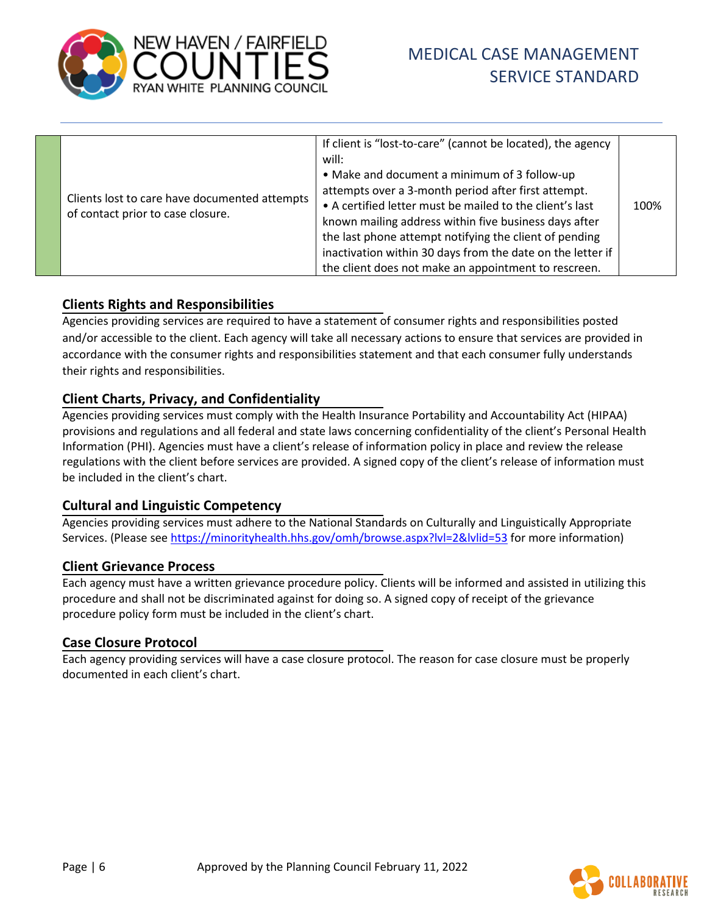| | | | |
|---|---|---|---|
| | Clients lost to care have documented attempts of contact prior to case closure. | If client is "lost-to-care" (cannot be located), the agency will:<br>• Make and document a minimum of 3 follow-up attempts over a 3-month period after first attempt.<br>• A certified letter must be mailed to the client's last known mailing address within five business days after the last phone attempt notifying the client of pending inactivation within 30 days from the date on the letter if the client does not make an appointment to rescreen. | 100% |

## Clients Rights and Responsibilities

Agencies providing services are required to have a statement of consumer rights and responsibilities posted and/or accessible to the client. Each agency will take all necessary actions to ensure that services are provided in accordance with the consumer rights and responsibilities statement and that each consumer fully understands their rights and responsibilities.

## Client Charts, Privacy, and Confidentiality

Agencies providing services must comply with the Health Insurance Portability and Accountability Act (HIPAA) provisions and regulations and all federal and state laws concerning confidentiality of the client's Personal Health Information (PHI). Agencies must have a client's release of information policy in place and review the release regulations with the client before services are provided. A signed copy of the client's release of information must be included in the client's chart.

## Cultural and Linguistic Competency

Agencies providing services must adhere to the National Standards on Culturally and Linguistically Appropriate Services. (Please see https://minorityhealth.hhs.gov/omh/browse.aspx?lvl=2&lvlid=53 for more information)

## Client Grievance Process

Each agency must have a written grievance procedure policy. Clients will be informed and assisted in utilizing this procedure and shall not be discriminated against for doing so. A signed copy of receipt of the grievance procedure policy form must be included in the client's chart.

## Case Closure Protocol

Each agency providing services will have a case closure protocol. The reason for case closure must be properly documented in each client's chart.

Approved by the Planning Council February 11, 2022